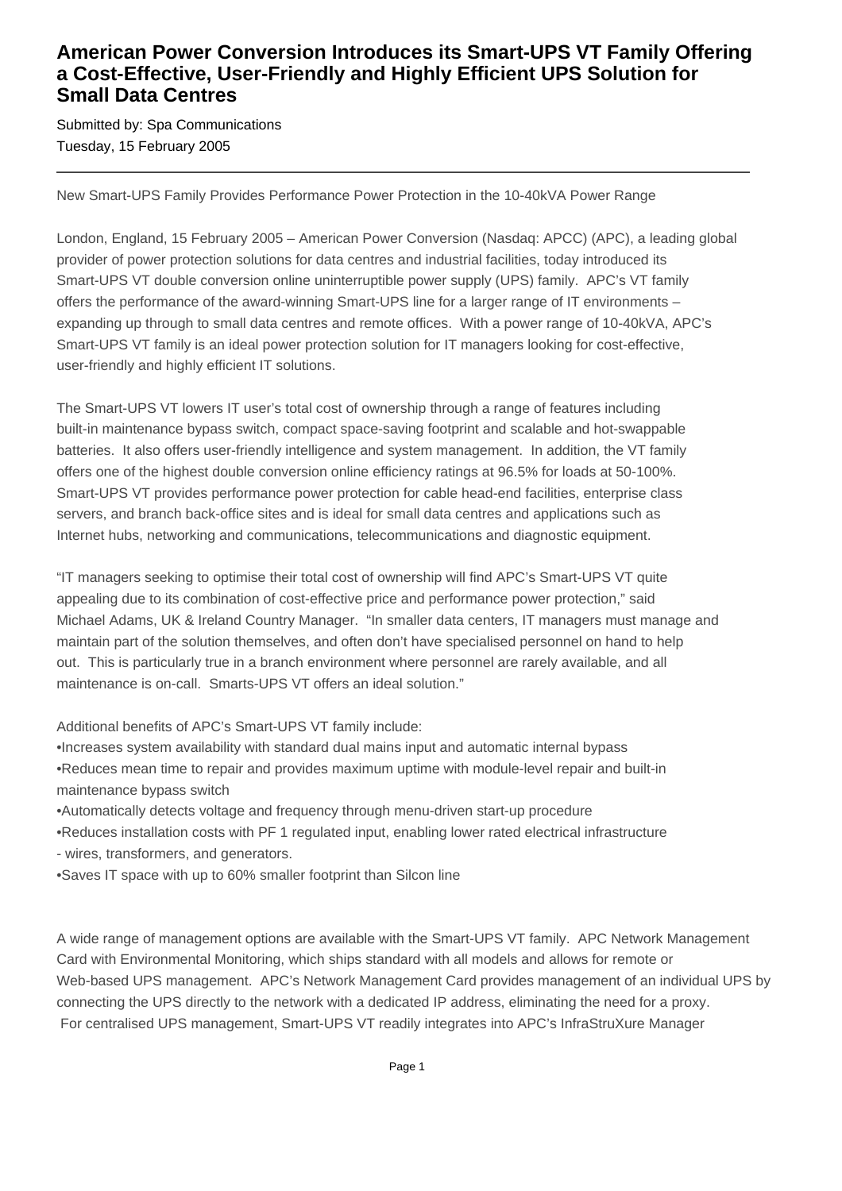# American Power Conversion Introduces its Smart-UPS VT Family Offering a Cost-Effective, User-Friendly and Highly Efficient UPS Solution for Small Data Centres

Submitted by: Spa Communications

Tuesday, 15 February 2005

---

New Smart-UPS Family Provides Performance Power Protection in the 10-40kVA Power Range

London, England, 15 February 2005 – American Power Conversion (Nasdaq: APCC) (APC), a leading global provider of power protection solutions for data centres and industrial facilities, today introduced its Smart-UPS VT double conversion online uninterruptible power supply (UPS) family. APC's VT family offers the performance of the award-winning Smart-UPS line for a larger range of IT environments – expanding up through to small data centres and remote offices. With a power range of 10-40kVA, APC's Smart-UPS VT family is an ideal power protection solution for IT managers looking for cost-effective, user-friendly and highly efficient IT solutions.

The Smart-UPS VT lowers IT user's total cost of ownership through a range of features including built-in maintenance bypass switch, compact space-saving footprint and scalable and hot-swappable batteries. It also offers user-friendly intelligence and system management. In addition, the VT family offers one of the highest double conversion online efficiency ratings at 96.5% for loads at 50-100%. Smart-UPS VT provides performance power protection for cable head-end facilities, enterprise class servers, and branch back-office sites and is ideal for small data centres and applications such as Internet hubs, networking and communications, telecommunications and diagnostic equipment.

"IT managers seeking to optimise their total cost of ownership will find APC's Smart-UPS VT quite appealing due to its combination of cost-effective price and performance power protection," said Michael Adams, UK & Ireland Country Manager. "In smaller data centers, IT managers must manage and maintain part of the solution themselves, and often don't have specialised personnel on hand to help out. This is particularly true in a branch environment where personnel are rarely available, and all maintenance is on-call. Smarts-UPS VT offers an ideal solution."

Additional benefits of APC's Smart-UPS VT family include:

•Increases system availability with standard dual mains input and automatic internal bypass
•Reduces mean time to repair and provides maximum uptime with module-level repair and built-in maintenance bypass switch
•Automatically detects voltage and frequency through menu-driven start-up procedure
•Reduces installation costs with PF 1 regulated input, enabling lower rated electrical infrastructure - wires, transformers, and generators.
•Saves IT space with up to 60% smaller footprint than Silcon line

A wide range of management options are available with the Smart-UPS VT family. APC Network Management Card with Environmental Monitoring, which ships standard with all models and allows for remote or Web-based UPS management. APC's Network Management Card provides management of an individual UPS by connecting the UPS directly to the network with a dedicated IP address, eliminating the need for a proxy. For centralised UPS management, Smart-UPS VT readily integrates into APC's InfraStruXure Manager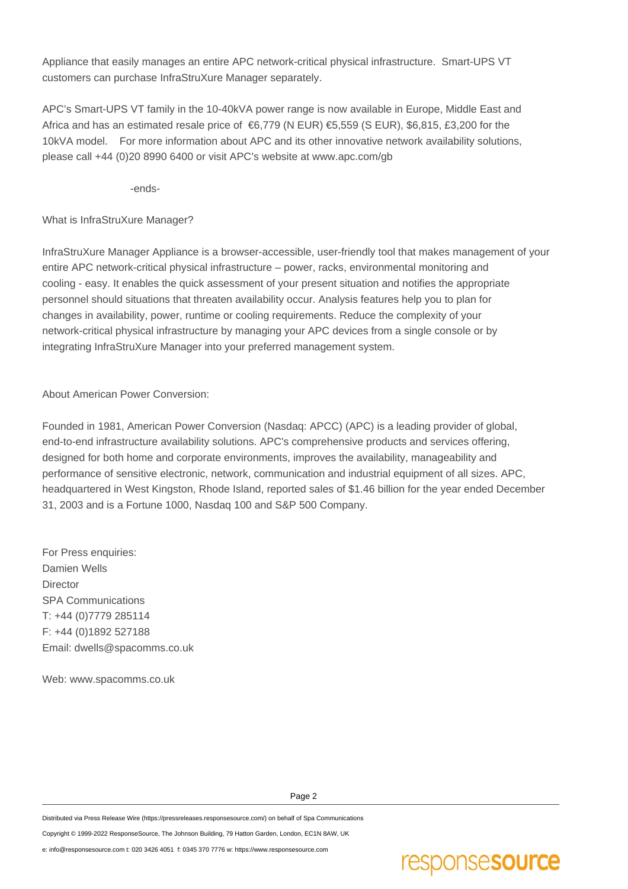Appliance that easily manages an entire APC network-critical physical infrastructure. Smart-UPS VT customers can purchase InfraStruXure Manager separately.

APC's Smart-UPS VT family in the 10-40kVA power range is now available in Europe, Middle East and Africa and has an estimated resale price of €6,779 (N EUR) €5,559 (S EUR), $6,815, £3,200 for the 10kVA model. For more information about APC and its other innovative network availability solutions, please call +44 (0)20 8990 6400 or visit APC's website at www.apc.com/gb

-ends-

What is InfraStruXure Manager?

InfraStruXure Manager Appliance is a browser-accessible, user-friendly tool that makes management of your entire APC network-critical physical infrastructure – power, racks, environmental monitoring and cooling - easy. It enables the quick assessment of your present situation and notifies the appropriate personnel should situations that threaten availability occur. Analysis features help you to plan for changes in availability, power, runtime or cooling requirements. Reduce the complexity of your network-critical physical infrastructure by managing your APC devices from a single console or by integrating InfraStruXure Manager into your preferred management system.

About American Power Conversion:

Founded in 1981, American Power Conversion (Nasdaq: APCC) (APC) is a leading provider of global, end-to-end infrastructure availability solutions. APC's comprehensive products and services offering, designed for both home and corporate environments, improves the availability, manageability and performance of sensitive electronic, network, communication and industrial equipment of all sizes. APC, headquartered in West Kingston, Rhode Island, reported sales of $1.46 billion for the year ended December 31, 2003 and is a Fortune 1000, Nasdaq 100 and S&P 500 Company.

For Press enquiries:
Damien Wells
Director
SPA Communications
T: +44 (0)7779 285114
F: +44 (0)1892 527188
Email: dwells@spacomms.co.uk

Web: www.spacomms.co.uk